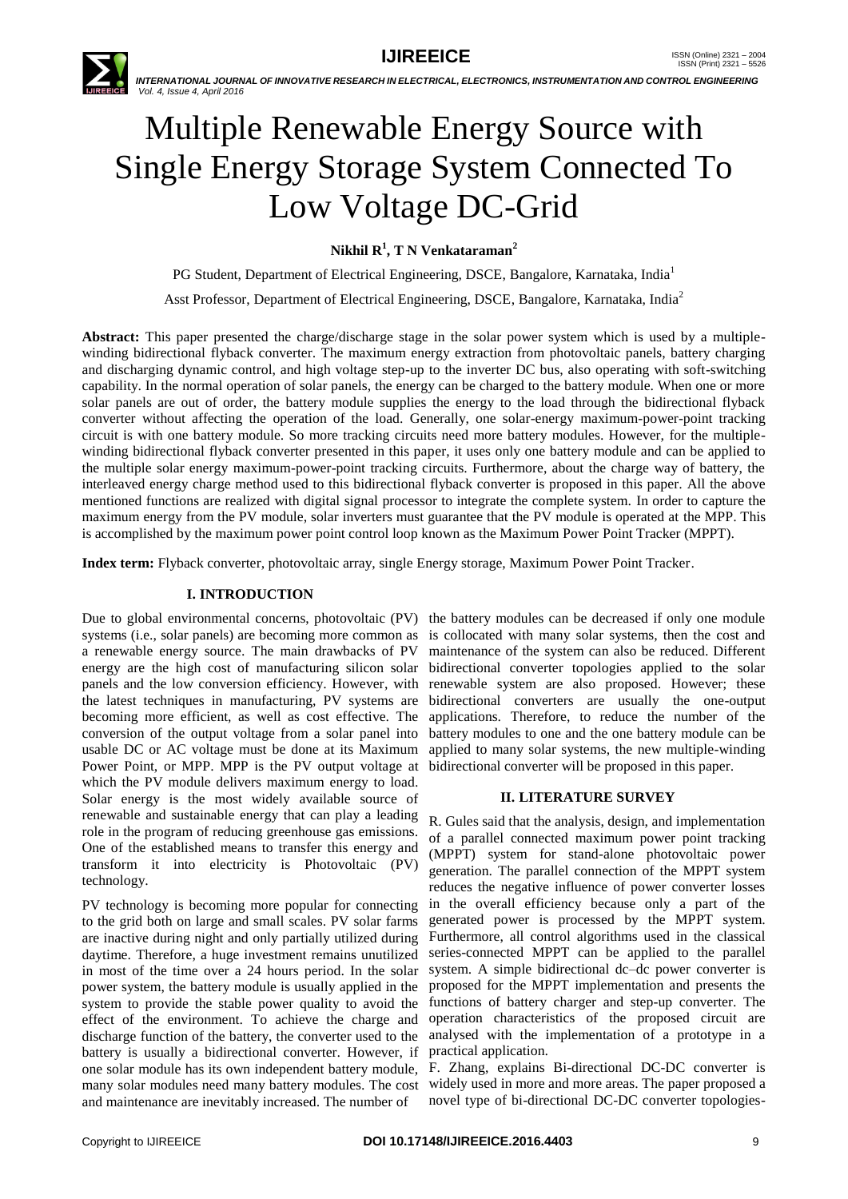# Multiple Renewable Energy Source with Single Energy Storage System Connected To Low Voltage DC-Grid

**Nikhil R[1], T N Venkataraman[2]**

PG Student, Department of Electrical Engineering, DSCE, Bangalore, Karnataka, India[1]

Asst Professor, Department of Electrical Engineering, DSCE, Bangalore, Karnataka, India[2]

**Abstract:** This paper presented the charge/discharge stage in the solar power system which is used by a multiple-winding bidirectional flyback converter. The maximum energy extraction from photovoltaic panels, battery charging and discharging dynamic control, and high voltage step-up to the inverter DC bus, also operating with soft-switching capability. In the normal operation of solar panels, the energy can be charged to the battery module. When one or more solar panels are out of order, the battery module supplies the energy to the load through the bidirectional flyback converter without affecting the operation of the load. Generally, one solar-energy maximum-power-point tracking circuit is with one battery module. So more tracking circuits need more battery modules. However, for the multiple-winding bidirectional flyback converter presented in this paper, it uses only one battery module and can be applied to the multiple solar energy maximum-power-point tracking circuits. Furthermore, about the charge way of battery, the interleaved energy charge method used to this bidirectional flyback converter is proposed in this paper. All the above mentioned functions are realized with digital signal processor to integrate the complete system. In order to capture the maximum energy from the PV module, solar inverters must guarantee that the PV module is operated at the MPP. This is accomplished by the maximum power point control loop known as the Maximum Power Point Tracker (MPPT).

**Index term:** Flyback converter, photovoltaic array, single Energy storage, Maximum Power Point Tracker.

## I. INTRODUCTION

Due to global environmental concerns, photovoltaic (PV) systems (i.e., solar panels) are becoming more common as a renewable energy source. The main drawbacks of PV energy are the high cost of manufacturing silicon solar panels and the low conversion efficiency. However, with the latest techniques in manufacturing, PV systems are becoming more efficient, as well as cost effective. The conversion of the output voltage from a solar panel into usable DC or AC voltage must be done at its Maximum Power Point, or MPP. MPP is the PV output voltage at which the PV module delivers maximum energy to load. Solar energy is the most widely available source of renewable and sustainable energy that can play a leading role in the program of reducing greenhouse gas emissions. One of the established means to transfer this energy and transform it into electricity is Photovoltaic (PV) technology.

PV technology is becoming more popular for connecting to the grid both on large and small scales. PV solar farms are inactive during night and only partially utilized during daytime. Therefore, a huge investment remains unutilized in most of the time over a 24 hours period. In the solar power system, the battery module is usually applied in the system to provide the stable power quality to avoid the effect of the environment. To achieve the charge and discharge function of the battery, the converter used to the battery is usually a bidirectional converter. However, if one solar module has its own independent battery module, many solar modules need many battery modules. The cost and maintenance are inevitably increased. The number of the battery modules can be decreased if only one module is collocated with many solar systems, then the cost and maintenance of the system can also be reduced. Different bidirectional converter topologies applied to the solar renewable system are also proposed. However; these bidirectional converters are usually the one-output applications. Therefore, to reduce the number of the battery modules to one and the one battery module can be applied to many solar systems, the new multiple-winding bidirectional converter will be proposed in this paper.

## II. LITERATURE SURVEY

R. Gules said that the analysis, design, and implementation of a parallel connected maximum power point tracking (MPPT) system for stand-alone photovoltaic power generation. The parallel connection of the MPPT system reduces the negative influence of power converter losses in the overall efficiency because only a part of the generated power is processed by the MPPT system. Furthermore, all control algorithms used in the classical series-connected MPPT can be applied to the parallel system. A simple bidirectional dc–dc power converter is proposed for the MPPT implementation and presents the functions of battery charger and step-up converter. The operation characteristics of the proposed circuit are analysed with the implementation of a prototype in a practical application.

F. Zhang, explains Bi-directional DC-DC converter is widely used in more and more areas. The paper proposed a novel type of bi-directional DC-DC converter topologies-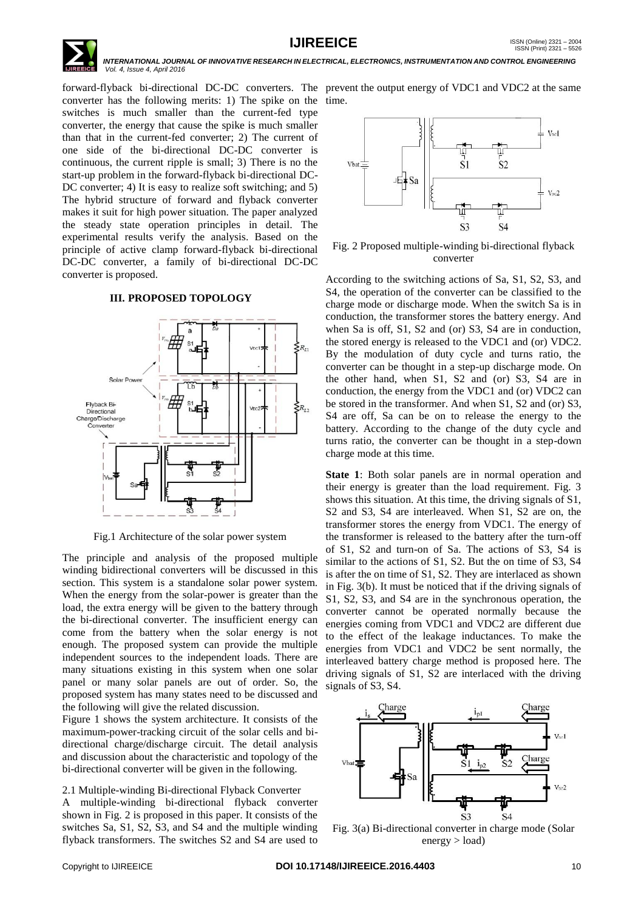forward-flyback bi-directional DC-DC converters. The converter has the following merits: 1) The spike on the switches is much smaller than the current-fed type converter, the energy that cause the spike is much smaller than that in the current-fed converter; 2) The current of one side of the bi-directional DC-DC converter is continuous, the current ripple is small; 3) There is no the start-up problem in the forward-flyback bi-directional DC-DC converter; 4) It is easy to realize soft switching; and 5) The hybrid structure of forward and flyback converter makes it suit for high power situation. The paper analyzed the steady state operation principles in detail. The experimental results verify the analysis. Based on the principle of active clamp forward-flyback bi-directional DC-DC converter, a family of bi-directional DC-DC converter is proposed.

## III. PROPOSED TOPOLOGY

Fig.1 Architecture of the solar power system

The principle and analysis of the proposed multiple winding bidirectional converters will be discussed in this section. This system is a standalone solar power system. When the energy from the solar-power is greater than the load, the extra energy will be given to the battery through the bi-directional converter. The insufficient energy can come from the battery when the solar energy is not enough. The proposed system can provide the multiple independent sources to the independent loads. There are many situations existing in this system when one solar panel or many solar panels are out of order. So, the proposed system has many states need to be discussed and the following will give the related discussion.

Figure 1 shows the system architecture. It consists of the maximum-power-tracking circuit of the solar cells and bi-directional charge/discharge circuit. The detail analysis and discussion about the characteristic and topology of the bi-directional converter will be given in the following.

### 2.1 Multiple-winding Bi-directional Flyback Converter

A multiple-winding bi-directional flyback converter shown in Fig. 2 is proposed in this paper. It consists of the switches Sa, S1, S2, S3, and S4 and the multiple winding flyback transformers. The switches S2 and S4 are used to prevent the output energy of VDC1 and VDC2 at the same time.

Fig. 2 Proposed multiple-winding bi-directional flyback converter

According to the switching actions of Sa, S1, S2, S3, and S4, the operation of the converter can be classified to the charge mode or discharge mode. When the switch Sa is in conduction, the transformer stores the battery energy. And when Sa is off, S1, S2 and (or) S3, S4 are in conduction, the stored energy is released to the VDC1 and (or) VDC2. By the modulation of duty cycle and turns ratio, the converter can be thought in a step-up discharge mode. On the other hand, when S1, S2 and (or) S3, S4 are in conduction, the energy from the VDC1 and (or) VDC2 can be stored in the transformer. And when S1, S2 and (or) S3, S4 are off, Sa can be on to release the energy to the battery. According to the change of the duty cycle and turns ratio, the converter can be thought in a step-down charge mode at this time.

**State 1**: Both solar panels are in normal operation and their energy is greater than the load requirement. Fig. 3 shows this situation. At this time, the driving signals of S1, S2 and S3, S4 are interleaved. When S1, S2 are on, the transformer stores the energy from VDC1. The energy of the transformer is released to the battery after the turn-off of S1, S2 and turn-on of Sa. The actions of S3, S4 is similar to the actions of S1, S2. But the on time of S3, S4 is after the on time of S1, S2. They are interlaced as shown in Fig. 3(b). It must be noticed that if the driving signals of S1, S2, S3, and S4 are in the synchronous operation, the converter cannot be operated normally because the energies coming from VDC1 and VDC2 are different due to the effect of the leakage inductances. To make the energies from VDC1 and VDC2 be sent normally, the interleaved battery charge method is proposed here. The driving signals of S1, S2 are interlaced with the driving signals of S3, S4.

Fig. 3(a) Bi-directional converter in charge mode (Solar energy > load)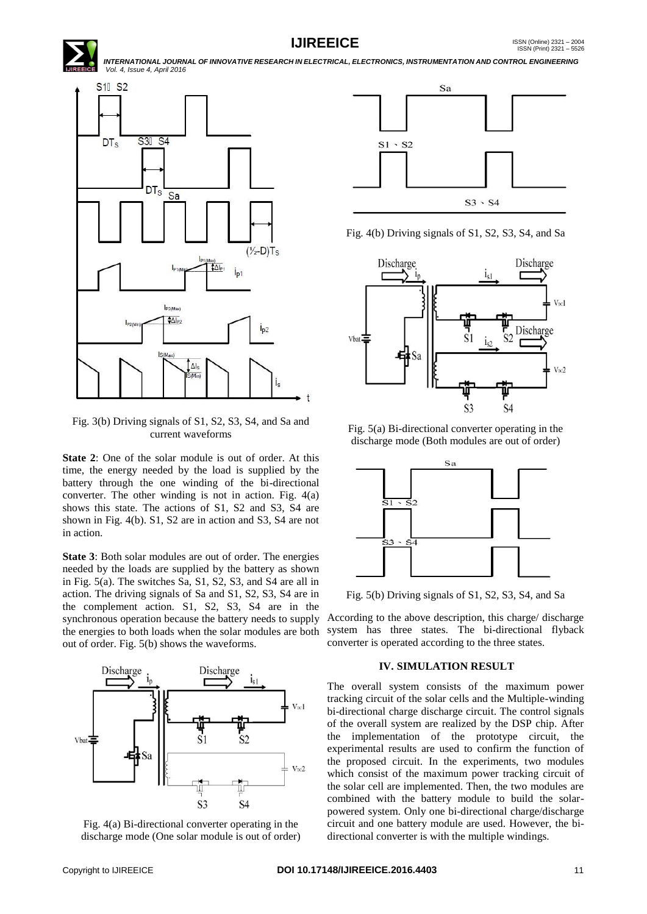Fig. 3(b) Driving signals of S1, S2, S3, S4, and Sa and current waveforms

**State 2**: One of the solar module is out of order. At this time, the energy needed by the load is supplied by the battery through the one winding of the bi-directional converter. The other winding is not in action. Fig. 4(a) shows this state. The actions of S1, S2 and S3, S4 are shown in Fig. 4(b). S1, S2 are in action and S3, S4 are not in action.

**State 3**: Both solar modules are out of order. The energies needed by the loads are supplied by the battery as shown in Fig. 5(a). The switches Sa, S1, S2, S3, and S4 are all in action. The driving signals of Sa and S1, S2, S3, S4 are in the complement action. S1, S2, S3, S4 are in the synchronous operation because the battery needs to supply the energies to both loads when the solar modules are both out of order. Fig. 5(b) shows the waveforms.

Fig. 4(a) Bi-directional converter operating in the discharge mode (One solar module is out of order)

Fig. 4(b) Driving signals of S1, S2, S3, S4, and Sa

Fig. 5(a) Bi-directional converter operating in the discharge mode (Both modules are out of order)

Fig. 5(b) Driving signals of S1, S2, S3, S4, and Sa

According to the above description, this charge/ discharge system has three states. The bi-directional flyback converter is operated according to the three states.

## IV. SIMULATION RESULT

The overall system consists of the maximum power tracking circuit of the solar cells and the Multiple-winding bi-directional charge discharge circuit. The control signals of the overall system are realized by the DSP chip. After the implementation of the prototype circuit, the experimental results are used to confirm the function of the proposed circuit. In the experiments, two modules which consist of the maximum power tracking circuit of the solar cell are implemented. Then, the two modules are combined with the battery module to build the solar-powered system. Only one bi-directional charge/discharge circuit and one battery module are used. However, the bi-directional converter is with the multiple windings.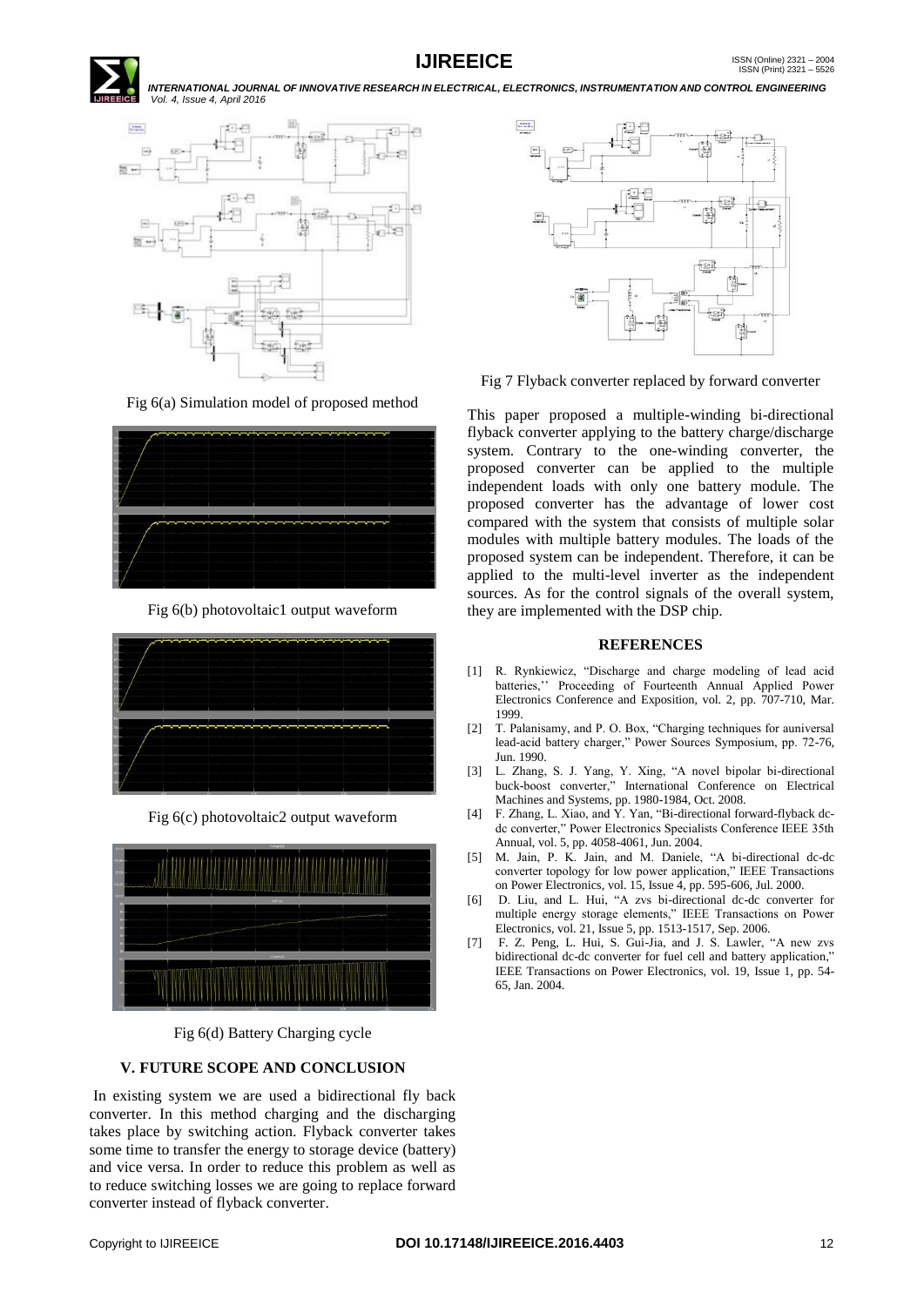Fig 6(a) Simulation model of proposed method

Fig 6(b) photovoltaic1 output waveform

Fig 6(c) photovoltaic2 output waveform

Fig 6(d) Battery Charging cycle

## V. FUTURE SCOPE AND CONCLUSION

In existing system we are used a bidirectional fly back converter. In this method charging and the discharging takes place by switching action. Flyback converter takes some time to transfer the energy to storage device (battery) and vice versa. In order to reduce this problem as well as to reduce switching losses we are going to replace forward converter instead of flyback converter.

Fig 7 Flyback converter replaced by forward converter

This paper proposed a multiple-winding bi-directional flyback converter applying to the battery charge/discharge system. Contrary to the one-winding converter, the proposed converter can be applied to the multiple independent loads with only one battery module. The proposed converter has the advantage of lower cost compared with the system that consists of multiple solar modules with multiple battery modules. The loads of the proposed system can be independent. Therefore, it can be applied to the multi-level inverter as the independent sources. As for the control signals of the overall system, they are implemented with the DSP chip.

## REFERENCES

[1] R. Rynkiewicz, "Discharge and charge modeling of lead acid batteries,'' Proceeding of Fourteenth Annual Applied Power Electronics Conference and Exposition, vol. 2, pp. 707-710, Mar. 1999.

[2] T. Palanisamy, and P. O. Box, "Charging techniques for auniversal lead-acid battery charger," Power Sources Symposium, pp. 72-76, Jun. 1990.

[3] L. Zhang, S. J. Yang, Y. Xing, "A novel bipolar bi-directional buck-boost converter," International Conference on Electrical Machines and Systems, pp. 1980-1984, Oct. 2008.

[4] F. Zhang, L. Xiao, and Y. Yan, "Bi-directional forward-flyback dc-dc converter," Power Electronics Specialists Conference IEEE 35th Annual, vol. 5, pp. 4058-4061, Jun. 2004.

[5] M. Jain, P. K. Jain, and M. Daniele, "A bi-directional dc-dc converter topology for low power application," IEEE Transactions on Power Electronics, vol. 15, Issue 4, pp. 595-606, Jul. 2000.

[6] D. Liu, and L. Hui, "A zvs bi-directional dc-dc converter for multiple energy storage elements," IEEE Transactions on Power Electronics, vol. 21, Issue 5, pp. 1513-1517, Sep. 2006.

[7] F. Z. Peng, L. Hui, S. Gui-Jia, and J. S. Lawler, "A new zvs bidirectional dc-dc converter for fuel cell and battery application," IEEE Transactions on Power Electronics, vol. 19, Issue 1, pp. 54-65, Jan. 2004.